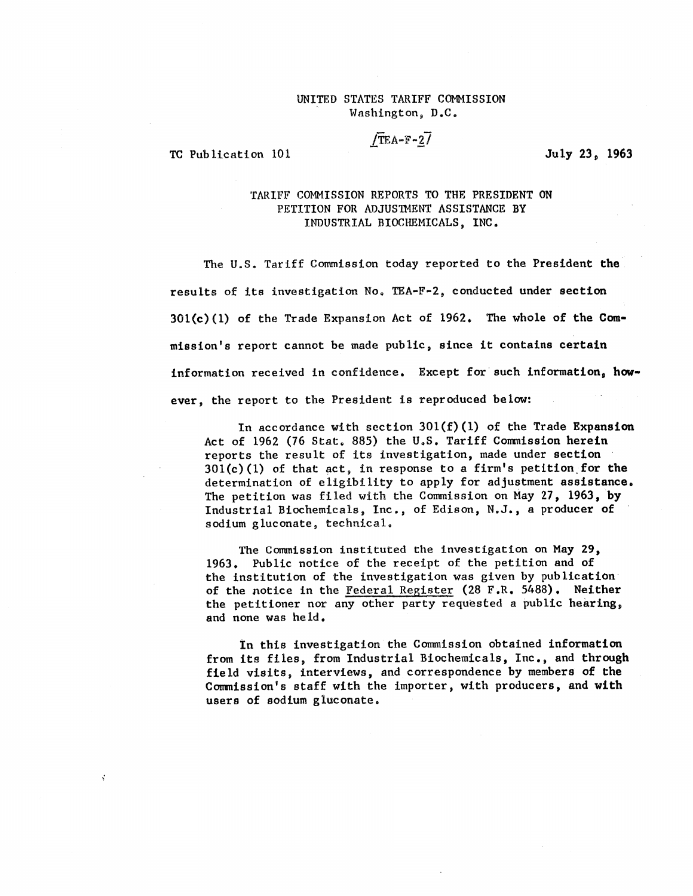UNITED STATES TARIFF COMMISSION
Washington, D.C.

[TEA-F-2]

TC Publication 101

July 23, 1963

# TARIFF COMMISSION REPORTS TO THE PRESIDENT ON PETITION FOR ADJUSTMENT ASSISTANCE BY INDUSTRIAL BIOCHEMICALS, INC.

The U.S. Tariff Commission today reported to the President the results of its investigation No. TEA-F-2, conducted under section 301(c)(1) of the Trade Expansion Act of 1962. The whole of the Commission's report cannot be made public, since it contains certain information received in confidence. Except for such information, however, the report to the President is reproduced below:

In accordance with section 301(f)(1) of the Trade Expansion Act of 1962 (76 Stat. 885) the U.S. Tariff Commission herein reports the result of its investigation, made under section 301(c)(1) of that act, in response to a firm's petition for the determination of eligibility to apply for adjustment assistance. The petition was filed with the Commission on May 27, 1963, by Industrial Biochemicals, Inc., of Edison, N.J., a producer of sodium gluconate, technical.

The Commission instituted the investigation on May 29, 1963. Public notice of the receipt of the petition and of the institution of the investigation was given by publication of the notice in the Federal Register (28 F.R. 5488). Neither the petitioner nor any other party requested a public hearing, and none was held.

In this investigation the Commission obtained information from its files, from Industrial Biochemicals, Inc., and through field visits, interviews, and correspondence by members of the Commission's staff with the importer, with producers, and with users of sodium gluconate.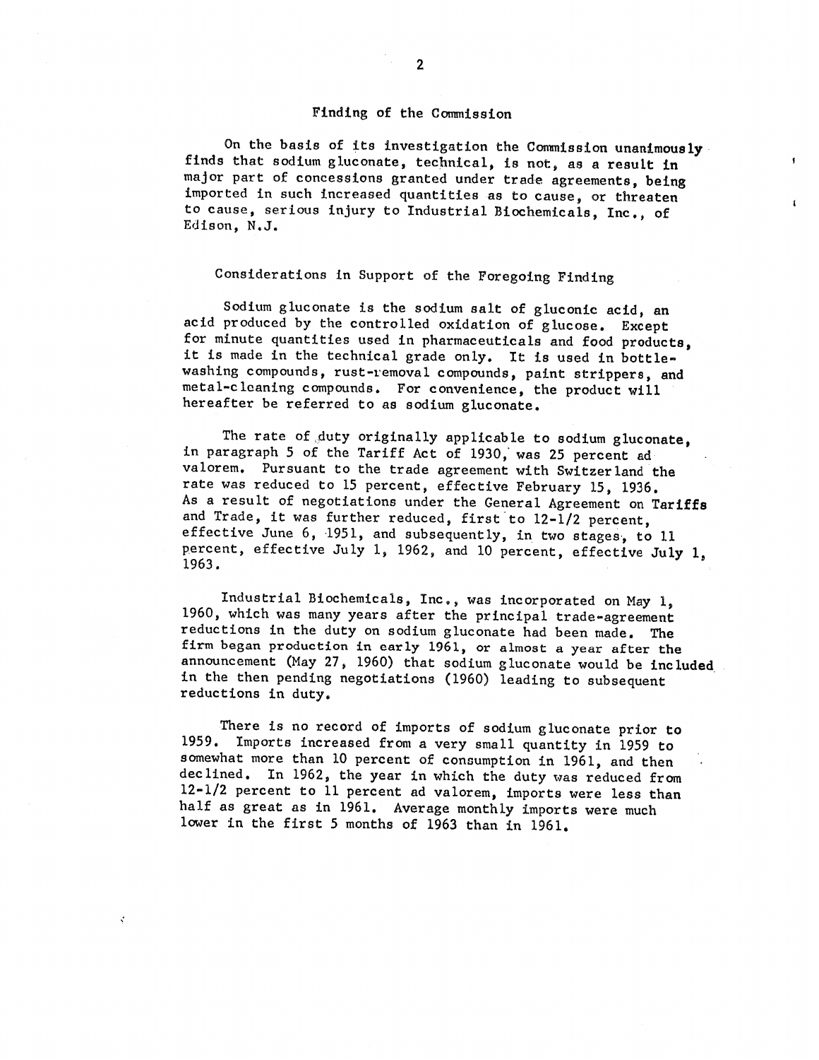## Finding of the Commission

On the basis of its investigation the Commission unanimously finds that sodium gluconate, technical, is not, as a result in major part of concessions granted under trade agreements, being imported in such increased quantities as to cause, or threaten to cause, serious injury to Industrial Biochemicals, Inc., of Edison, N.J.

## Considerations in Support of the Foregoing Finding

Sodium gluconate is the sodium salt of gluconic acid, an acid produced by the controlled oxidation of glucose. Except for minute quantities used in pharmaceuticals and food products, it is made in the technical grade only. It is used in bottle-washing compounds, rust-removal compounds, paint strippers, and metal-cleaning compounds. For convenience, the product will hereafter be referred to as sodium gluconate.

The rate of duty originally applicable to sodium gluconate, in paragraph 5 of the Tariff Act of 1930, was 25 percent ad valorem. Pursuant to the trade agreement with Switzerland the rate was reduced to 15 percent, effective February 15, 1936. As a result of negotiations under the General Agreement on Tariffs and Trade, it was further reduced, first to 12-1/2 percent, effective June 6, 1951, and subsequently, in two stages, to 11 percent, effective July 1, 1962, and 10 percent, effective July 1, 1963.

Industrial Biochemicals, Inc., was incorporated on May 1, 1960, which was many years after the principal trade-agreement reductions in the duty on sodium gluconate had been made. The firm began production in early 1961, or almost a year after the announcement (May 27, 1960) that sodium gluconate would be included in the then pending negotiations (1960) leading to subsequent reductions in duty.

There is no record of imports of sodium gluconate prior to 1959. Imports increased from a very small quantity in 1959 to somewhat more than 10 percent of consumption in 1961, and then declined. In 1962, the year in which the duty was reduced from 12-1/2 percent to 11 percent ad valorem, imports were less than half as great as in 1961. Average monthly imports were much lower in the first 5 months of 1963 than in 1961.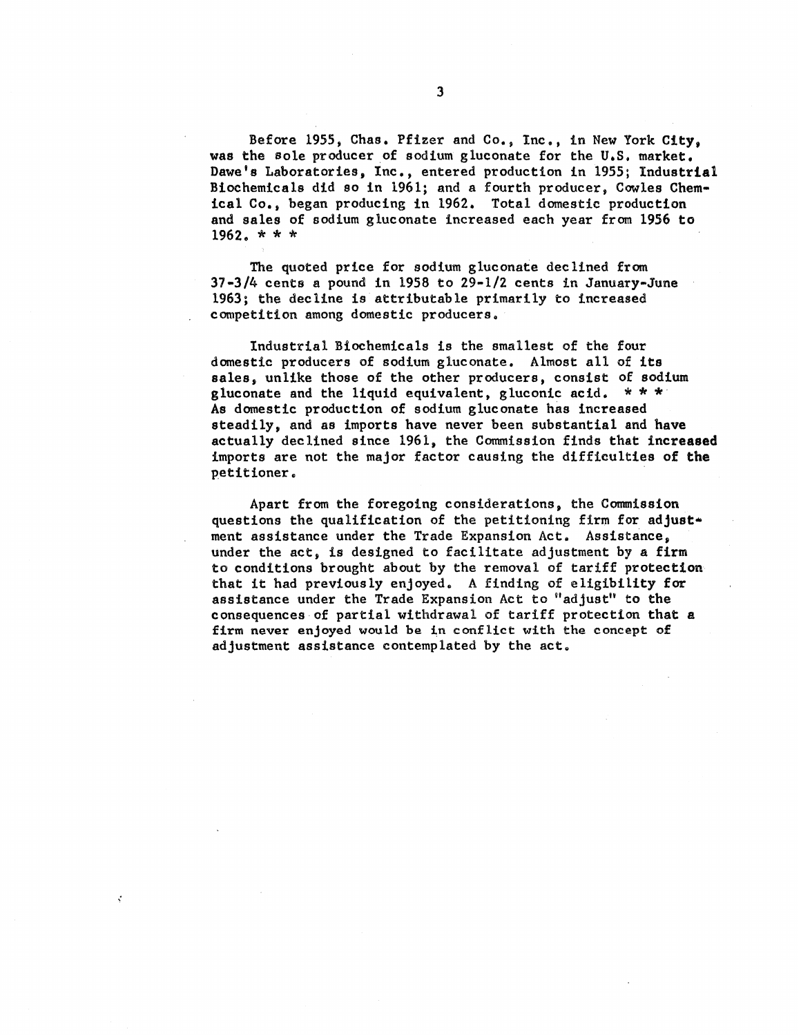Before 1955, Chas. Pfizer and Co., Inc., in New York City, was the sole producer of sodium gluconate for the U.S. market. Dawe's Laboratories, Inc., entered production in 1955; Industrial Biochemicals did so in 1961; and a fourth producer, Cowles Chemical Co., began producing in 1962. Total domestic production and sales of sodium gluconate increased each year from 1956 to 1962. * * *

The quoted price for sodium gluconate declined from 37-3/4 cents a pound in 1958 to 29-1/2 cents in January-June 1963; the decline is attributable primarily to increased competition among domestic producers.

Industrial Biochemicals is the smallest of the four domestic producers of sodium gluconate. Almost all of its sales, unlike those of the other producers, consist of sodium gluconate and the liquid equivalent, gluconic acid. * * * As domestic production of sodium gluconate has increased steadily, and as imports have never been substantial and have actually declined since 1961, the Commission finds that increased imports are not the major factor causing the difficulties of the petitioner.

Apart from the foregoing considerations, the Commission questions the qualification of the petitioning firm for adjustment assistance under the Trade Expansion Act. Assistance, under the act, is designed to facilitate adjustment by a firm to conditions brought about by the removal of tariff protection that it had previously enjoyed. A finding of eligibility for assistance under the Trade Expansion Act to "adjust" to the consequences of partial withdrawal of tariff protection that a firm never enjoyed would be in conflict with the concept of adjustment assistance contemplated by the act.